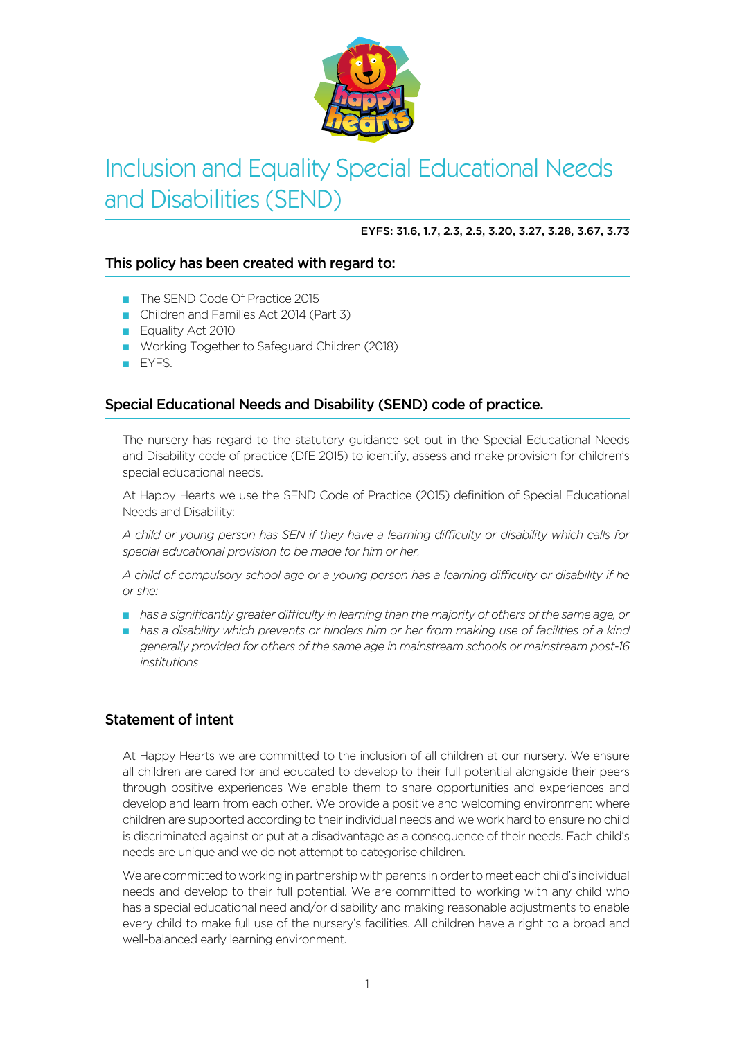# Inclusion and Equality Special Educational Needs and Disabilities (SEND)

**EYFS: 31.6, 1.7, 2.3, 2.5, 3.20, 3.27, 3.28, 3.67, 3.73**

## This policy has been created with regard to:

- The SEND Code Of Practice 2015
- Children and Families Act 2014 (Part 3)
- Equality Act 2010
- Working Together to Safeguard Children (2018)
- EYFS.

## Special Educational Needs and Disability (SEND) code of practice.

The nursery has regard to the statutory guidance set out in the Special Educational Needs and Disability code of practice (DfE 2015) to identify, assess and make provision for children's special educational needs.

At Happy Hearts we use the SEND Code of Practice (2015) definition of Special Educational Needs and Disability:

*A child or young person has SEN if they have a learning difficulty or disability which calls for special educational provision to be made for him or her.*

*A child of compulsory school age or a young person has a learning difficulty or disability if he or she:*

- *has a significantly greater difficulty in learning than the majority of others of the same age, or*
- *has a disability which prevents or hinders him or her from making use of facilities of a kind generally provided for others of the same age in mainstream schools or mainstream post-16 institutions*

## Statement of intent

At Happy Hearts we are committed to the inclusion of all children at our nursery. We ensure all children are cared for and educated to develop to their full potential alongside their peers through positive experiences We enable them to share opportunities and experiences and develop and learn from each other. We provide a positive and welcoming environment where children are supported according to their individual needs and we work hard to ensure no child is discriminated against or put at a disadvantage as a consequence of their needs. Each child's needs are unique and we do not attempt to categorise children.

We are committed to working in partnership with parents in order to meet each child's individual needs and develop to their full potential. We are committed to working with any child who has a special educational need and/or disability and making reasonable adjustments to enable every child to make full use of the nursery's facilities. All children have a right to a broad and well-balanced early learning environment.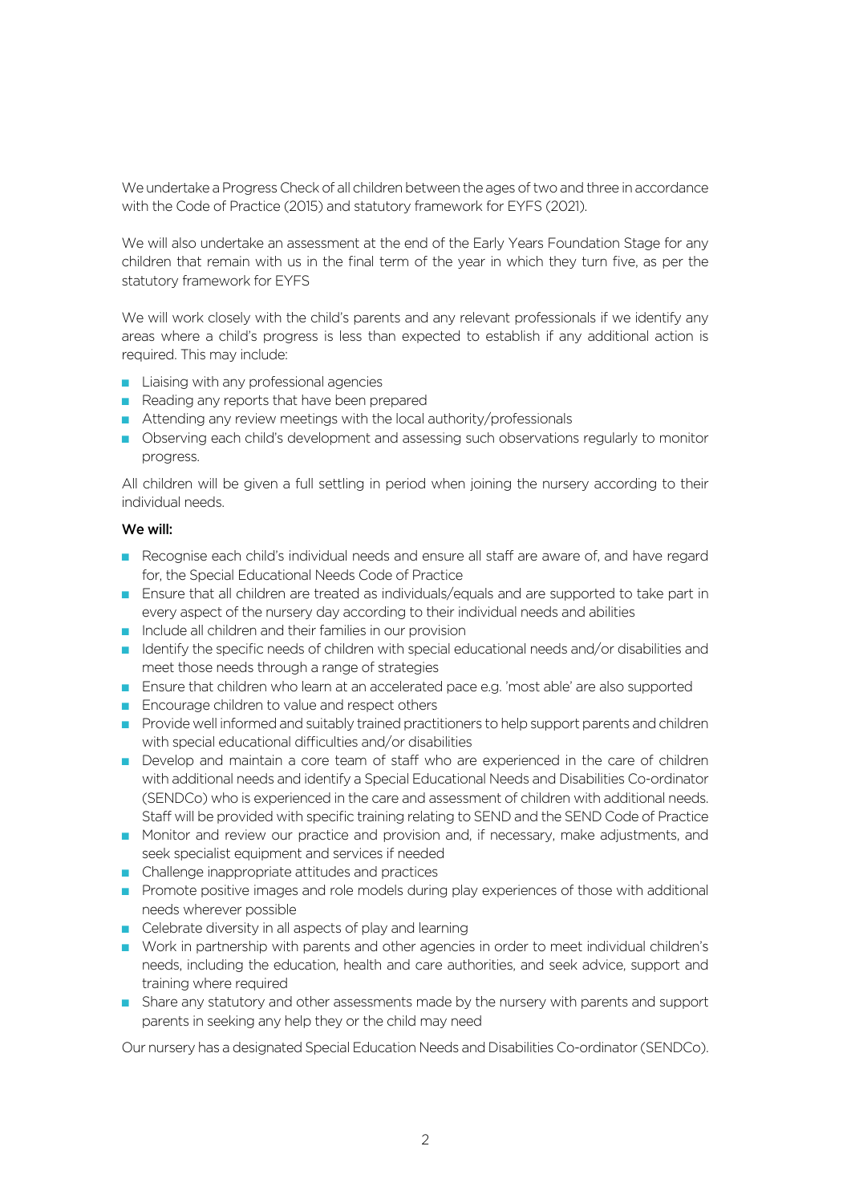We undertake a Progress Check of all children between the ages of two and three in accordance with the Code of Practice (2015) and statutory framework for EYFS (2021).

We will also undertake an assessment at the end of the Early Years Foundation Stage for any children that remain with us in the final term of the year in which they turn five, as per the statutory framework for EYFS

We will work closely with the child's parents and any relevant professionals if we identify any areas where a child's progress is less than expected to establish if any additional action is required. This may include:

- Liaising with any professional agencies
- Reading any reports that have been prepared
- Attending any review meetings with the local authority/professionals
- Observing each child's development and assessing such observations regularly to monitor progress.

All children will be given a full settling in period when joining the nursery according to their individual needs.

**We will:**

- Recognise each child's individual needs and ensure all staff are aware of, and have regard for, the Special Educational Needs Code of Practice
- Ensure that all children are treated as individuals/equals and are supported to take part in every aspect of the nursery day according to their individual needs and abilities
- Include all children and their families in our provision
- Identify the specific needs of children with special educational needs and/or disabilities and meet those needs through a range of strategies
- Ensure that children who learn at an accelerated pace e.g. 'most able' are also supported
- Encourage children to value and respect others
- Provide well informed and suitably trained practitioners to help support parents and children with special educational difficulties and/or disabilities
- Develop and maintain a core team of staff who are experienced in the care of children with additional needs and identify a Special Educational Needs and Disabilities Co-ordinator (SENDCo) who is experienced in the care and assessment of children with additional needs. Staff will be provided with specific training relating to SEND and the SEND Code of Practice
- Monitor and review our practice and provision and, if necessary, make adjustments, and seek specialist equipment and services if needed
- Challenge inappropriate attitudes and practices
- Promote positive images and role models during play experiences of those with additional needs wherever possible
- Celebrate diversity in all aspects of play and learning
- Work in partnership with parents and other agencies in order to meet individual children's needs, including the education, health and care authorities, and seek advice, support and training where required
- Share any statutory and other assessments made by the nursery with parents and support parents in seeking any help they or the child may need

Our nursery has a designated Special Education Needs and Disabilities Co-ordinator (SENDCo).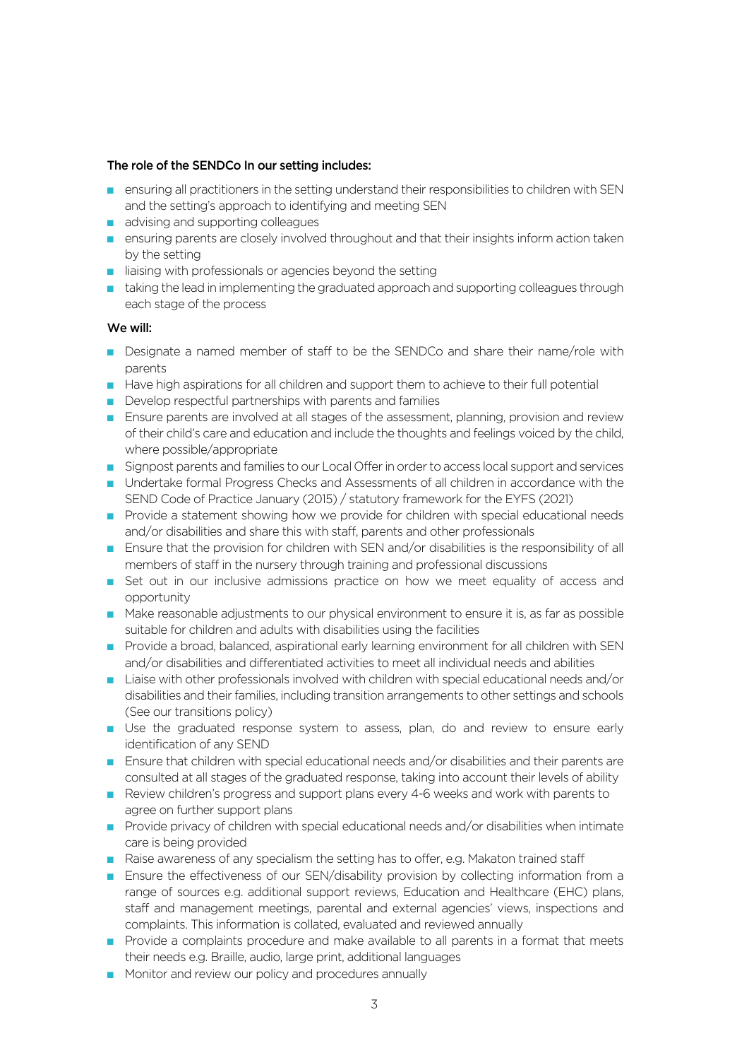**The role of the SENDCo In our setting includes:**

- ensuring all practitioners in the setting understand their responsibilities to children with SEN and the setting's approach to identifying and meeting SEN
- advising and supporting colleagues
- ensuring parents are closely involved throughout and that their insights inform action taken by the setting
- liaising with professionals or agencies beyond the setting
- taking the lead in implementing the graduated approach and supporting colleagues through each stage of the process

**We will:**

- Designate a named member of staff to be the SENDCo and share their name/role with parents
- Have high aspirations for all children and support them to achieve to their full potential
- Develop respectful partnerships with parents and families
- Ensure parents are involved at all stages of the assessment, planning, provision and review of their child's care and education and include the thoughts and feelings voiced by the child, where possible/appropriate
- Signpost parents and families to our Local Offer in order to access local support and services
- Undertake formal Progress Checks and Assessments of all children in accordance with the SEND Code of Practice January (2015) / statutory framework for the EYFS (2021)
- Provide a statement showing how we provide for children with special educational needs and/or disabilities and share this with staff, parents and other professionals
- Ensure that the provision for children with SEN and/or disabilities is the responsibility of all members of staff in the nursery through training and professional discussions
- Set out in our inclusive admissions practice on how we meet equality of access and opportunity
- Make reasonable adjustments to our physical environment to ensure it is, as far as possible suitable for children and adults with disabilities using the facilities
- Provide a broad, balanced, aspirational early learning environment for all children with SEN and/or disabilities and differentiated activities to meet all individual needs and abilities
- Liaise with other professionals involved with children with special educational needs and/or disabilities and their families, including transition arrangements to other settings and schools (See our transitions policy)
- Use the graduated response system to assess, plan, do and review to ensure early identification of any SEND
- Ensure that children with special educational needs and/or disabilities and their parents are consulted at all stages of the graduated response, taking into account their levels of ability
- Review children's progress and support plans every 4-6 weeks and work with parents to agree on further support plans
- Provide privacy of children with special educational needs and/or disabilities when intimate care is being provided
- Raise awareness of any specialism the setting has to offer, e.g. Makaton trained staff
- Ensure the effectiveness of our SEN/disability provision by collecting information from a range of sources e.g. additional support reviews, Education and Healthcare (EHC) plans, staff and management meetings, parental and external agencies' views, inspections and complaints. This information is collated, evaluated and reviewed annually
- Provide a complaints procedure and make available to all parents in a format that meets their needs e.g. Braille, audio, large print, additional languages
- Monitor and review our policy and procedures annually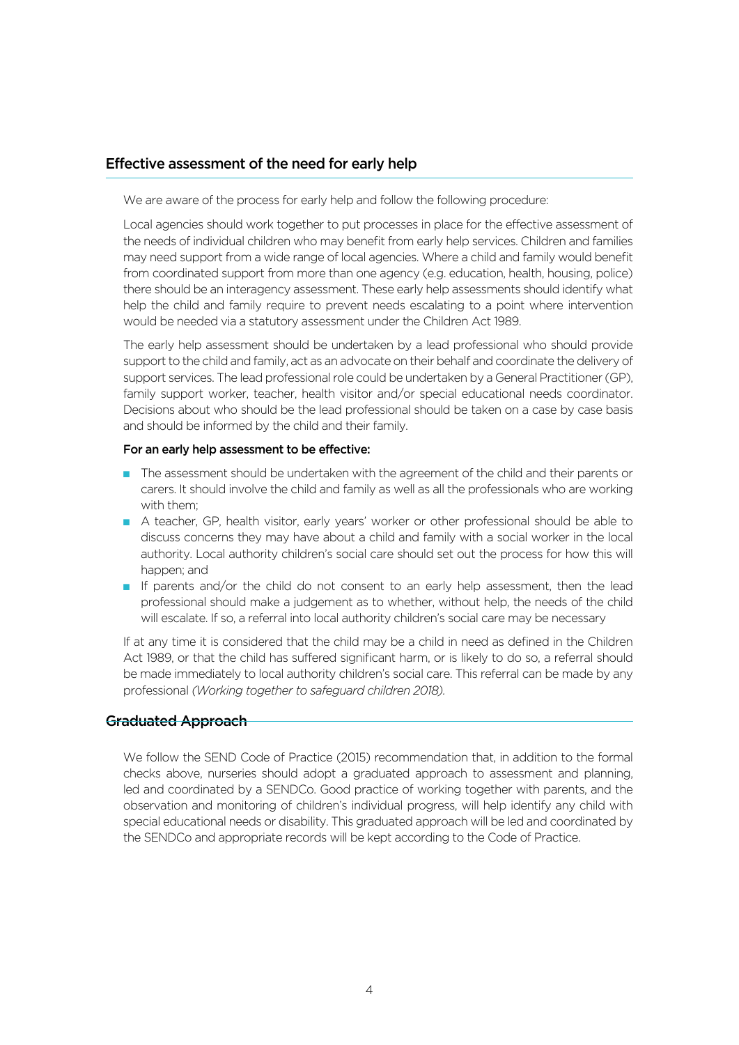## Effective assessment of the need for early help

We are aware of the process for early help and follow the following procedure:

Local agencies should work together to put processes in place for the effective assessment of the needs of individual children who may benefit from early help services. Children and families may need support from a wide range of local agencies. Where a child and family would benefit from coordinated support from more than one agency (e.g. education, health, housing, police) there should be an interagency assessment. These early help assessments should identify what help the child and family require to prevent needs escalating to a point where intervention would be needed via a statutory assessment under the Children Act 1989.

The early help assessment should be undertaken by a lead professional who should provide support to the child and family, act as an advocate on their behalf and coordinate the delivery of support services. The lead professional role could be undertaken by a General Practitioner (GP), family support worker, teacher, health visitor and/or special educational needs coordinator. Decisions about who should be the lead professional should be taken on a case by case basis and should be informed by the child and their family.

**For an early help assessment to be effective:**

- The assessment should be undertaken with the agreement of the child and their parents or carers. It should involve the child and family as well as all the professionals who are working with them;
- A teacher, GP, health visitor, early years' worker or other professional should be able to discuss concerns they may have about a child and family with a social worker in the local authority. Local authority children's social care should set out the process for how this will happen; and
- If parents and/or the child do not consent to an early help assessment, then the lead professional should make a judgement as to whether, without help, the needs of the child will escalate. If so, a referral into local authority children's social care may be necessary

If at any time it is considered that the child may be a child in need as defined in the Children Act 1989, or that the child has suffered significant harm, or is likely to do so, a referral should be made immediately to local authority children's social care. This referral can be made by any professional *(Working together to safeguard children 2018).*

## Graduated Approach

We follow the SEND Code of Practice (2015) recommendation that, in addition to the formal checks above, nurseries should adopt a graduated approach to assessment and planning, led and coordinated by a SENDCo. Good practice of working together with parents, and the observation and monitoring of children's individual progress, will help identify any child with special educational needs or disability. This graduated approach will be led and coordinated by the SENDCo and appropriate records will be kept according to the Code of Practice.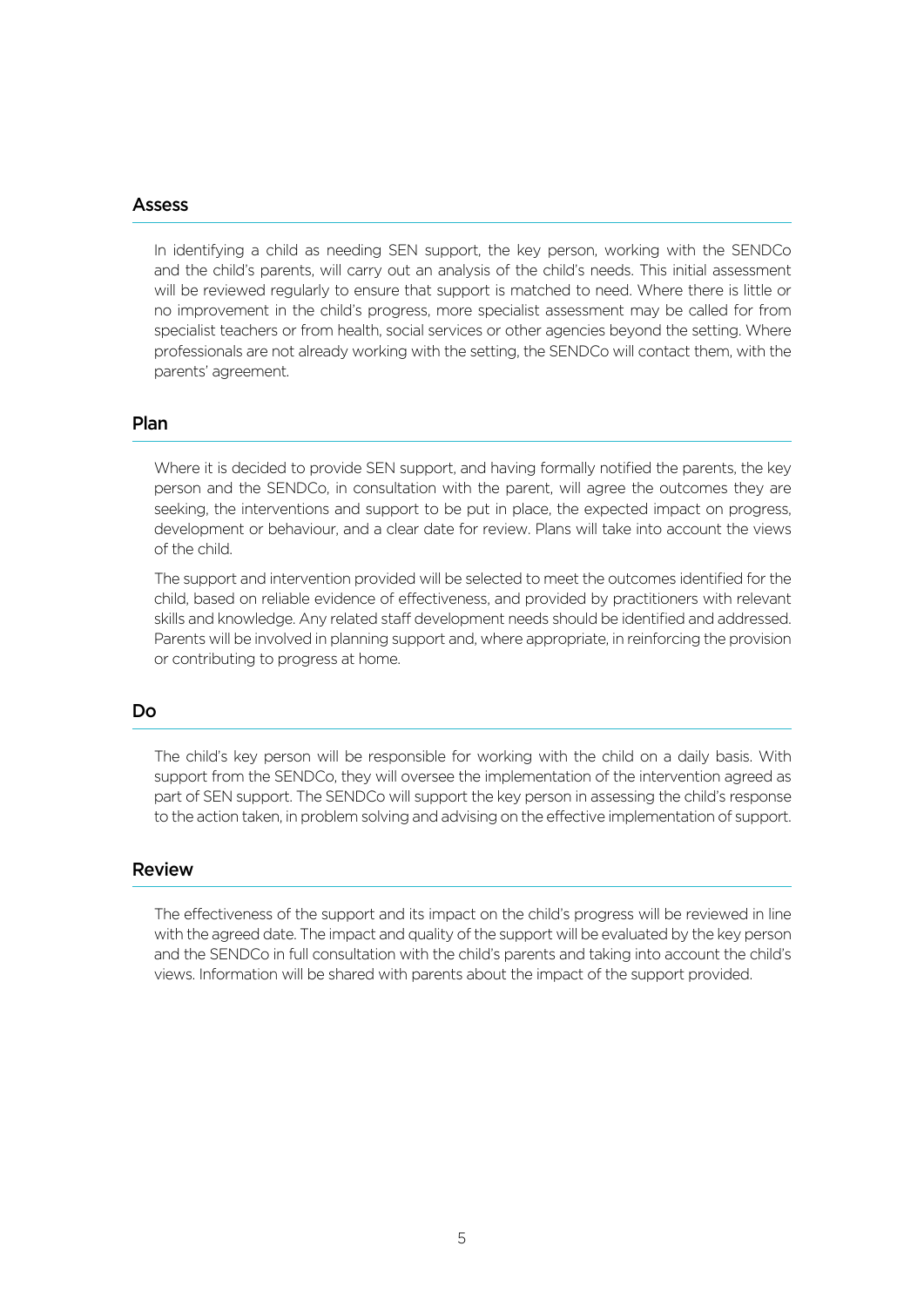## Assess

In identifying a child as needing SEN support, the key person, working with the SENDCo and the child's parents, will carry out an analysis of the child's needs. This initial assessment will be reviewed regularly to ensure that support is matched to need. Where there is little or no improvement in the child's progress, more specialist assessment may be called for from specialist teachers or from health, social services or other agencies beyond the setting. Where professionals are not already working with the setting, the SENDCo will contact them, with the parents' agreement.

## Plan

Where it is decided to provide SEN support, and having formally notified the parents, the key person and the SENDCo, in consultation with the parent, will agree the outcomes they are seeking, the interventions and support to be put in place, the expected impact on progress, development or behaviour, and a clear date for review. Plans will take into account the views of the child.

The support and intervention provided will be selected to meet the outcomes identified for the child, based on reliable evidence of effectiveness, and provided by practitioners with relevant skills and knowledge. Any related staff development needs should be identified and addressed. Parents will be involved in planning support and, where appropriate, in reinforcing the provision or contributing to progress at home.

## Do

The child's key person will be responsible for working with the child on a daily basis. With support from the SENDCo, they will oversee the implementation of the intervention agreed as part of SEN support. The SENDCo will support the key person in assessing the child's response to the action taken, in problem solving and advising on the effective implementation of support.

## Review

The effectiveness of the support and its impact on the child's progress will be reviewed in line with the agreed date. The impact and quality of the support will be evaluated by the key person and the SENDCo in full consultation with the child's parents and taking into account the child's views. Information will be shared with parents about the impact of the support provided.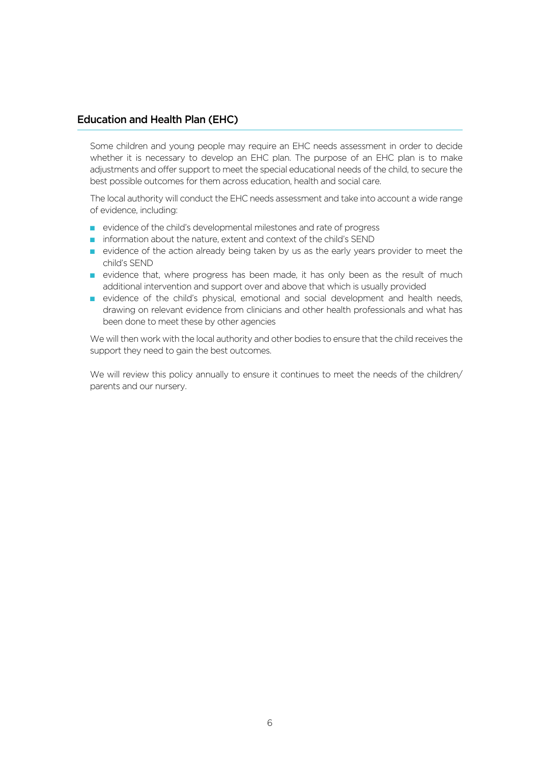## Education and Health Plan (EHC)

Some children and young people may require an EHC needs assessment in order to decide whether it is necessary to develop an EHC plan. The purpose of an EHC plan is to make adjustments and offer support to meet the special educational needs of the child, to secure the best possible outcomes for them across education, health and social care.

The local authority will conduct the EHC needs assessment and take into account a wide range of evidence, including:

- evidence of the child's developmental milestones and rate of progress
- information about the nature, extent and context of the child's SEND
- evidence of the action already being taken by us as the early years provider to meet the child's SEND
- evidence that, where progress has been made, it has only been as the result of much additional intervention and support over and above that which is usually provided
- evidence of the child's physical, emotional and social development and health needs, drawing on relevant evidence from clinicians and other health professionals and what has been done to meet these by other agencies

We will then work with the local authority and other bodies to ensure that the child receives the support they need to gain the best outcomes.

We will review this policy annually to ensure it continues to meet the needs of the children/ parents and our nursery.